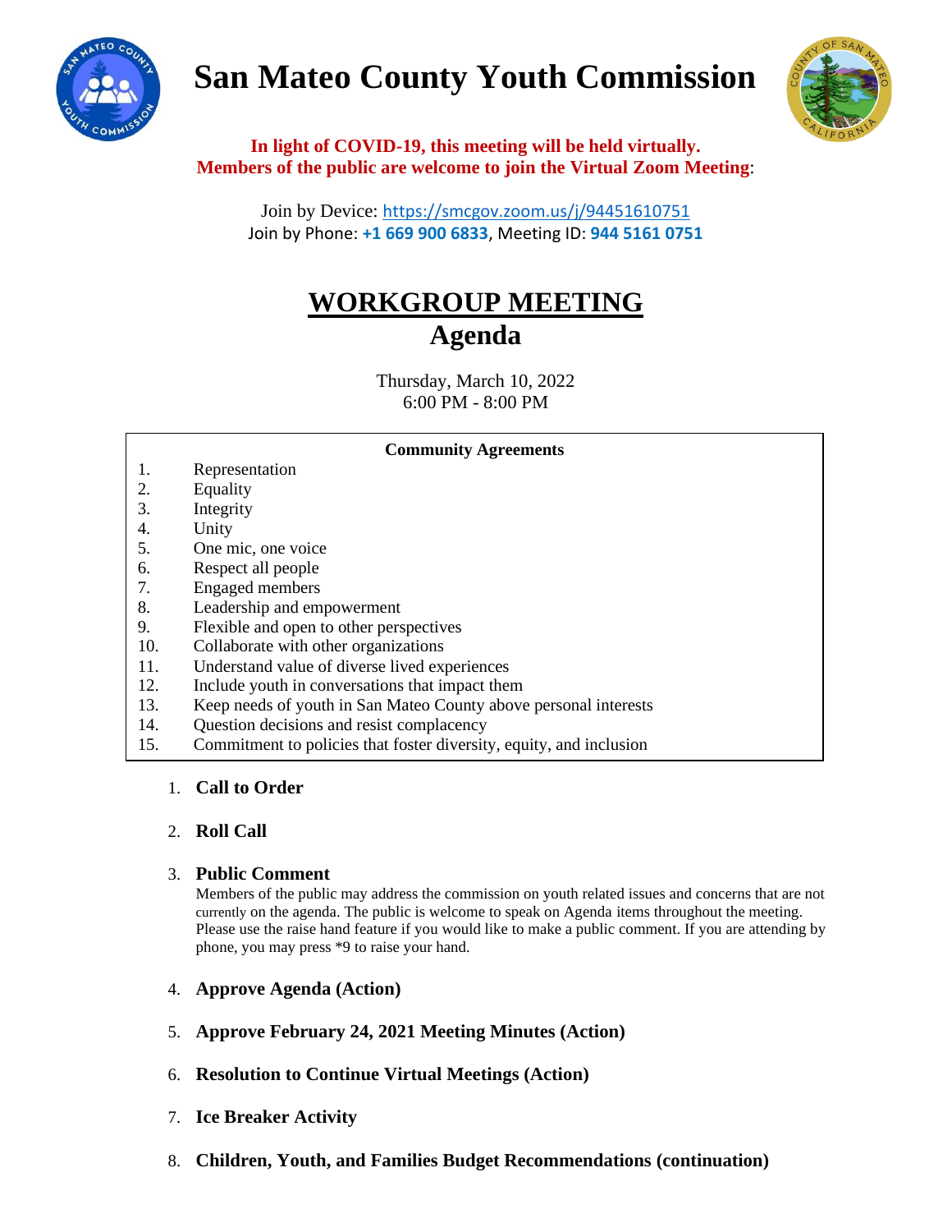# San Mateo County Youth Commission

**In light of COVID-19, this meeting will be held virtually.**
**Members of the public are welcome to join the Virtual Zoom Meeting**:

Join by Device: https://smcgov.zoom.us/j/94451610751
Join by Phone: **+1 669 900 6833**, Meeting ID: **944 5161 0751**

## WORKGROUP MEETING
## Agenda

Thursday, March 10, 2022
6:00 PM - 8:00 PM

**Community Agreements**

1. Representation
2. Equality
3. Integrity
4. Unity
5. One mic, one voice
6. Respect all people
7. Engaged members
8. Leadership and empowerment
9. Flexible and open to other perspectives
10. Collaborate with other organizations
11. Understand value of diverse lived experiences
12. Include youth in conversations that impact them
13. Keep needs of youth in San Mateo County above personal interests
14. Question decisions and resist complacency
15. Commitment to policies that foster diversity, equity, and inclusion

1. **Call to Order**

2. **Roll Call**

3. **Public Comment**
   Members of the public may address the commission on youth related issues and concerns that are not currently on the agenda. The public is welcome to speak on Agenda items throughout the meeting. Please use the raise hand feature if you would like to make a public comment. If you are attending by phone, you may press *9 to raise your hand.

4. **Approve Agenda (Action)**

5. **Approve February 24, 2021 Meeting Minutes (Action)**

6. **Resolution to Continue Virtual Meetings (Action)**

7. **Ice Breaker Activity**

8. **Children, Youth, and Families Budget Recommendations (continuation)**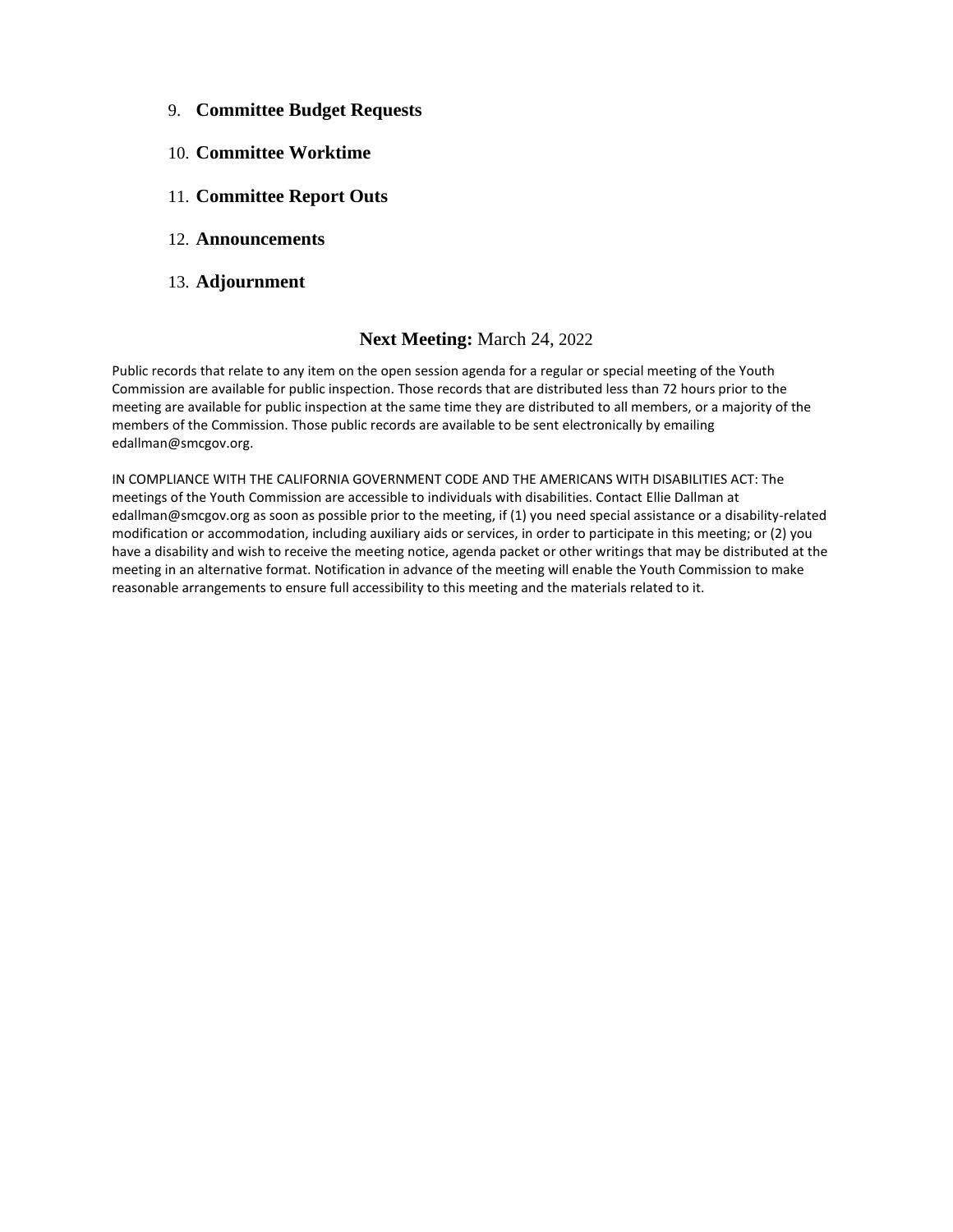9. **Committee Budget Requests**

10. **Committee Worktime**

11. **Committee Report Outs**

12. **Announcements**

13. **Adjournment**

**Next Meeting:** March 24, 2022

Public records that relate to any item on the open session agenda for a regular or special meeting of the Youth Commission are available for public inspection. Those records that are distributed less than 72 hours prior to the meeting are available for public inspection at the same time they are distributed to all members, or a majority of the members of the Commission. Those public records are available to be sent electronically by emailing edallman@smcgov.org.

IN COMPLIANCE WITH THE CALIFORNIA GOVERNMENT CODE AND THE AMERICANS WITH DISABILITIES ACT: The meetings of the Youth Commission are accessible to individuals with disabilities. Contact Ellie Dallman at edallman@smcgov.org as soon as possible prior to the meeting, if (1) you need special assistance or a disability-related modification or accommodation, including auxiliary aids or services, in order to participate in this meeting; or (2) you have a disability and wish to receive the meeting notice, agenda packet or other writings that may be distributed at the meeting in an alternative format. Notification in advance of the meeting will enable the Youth Commission to make reasonable arrangements to ensure full accessibility to this meeting and the materials related to it.